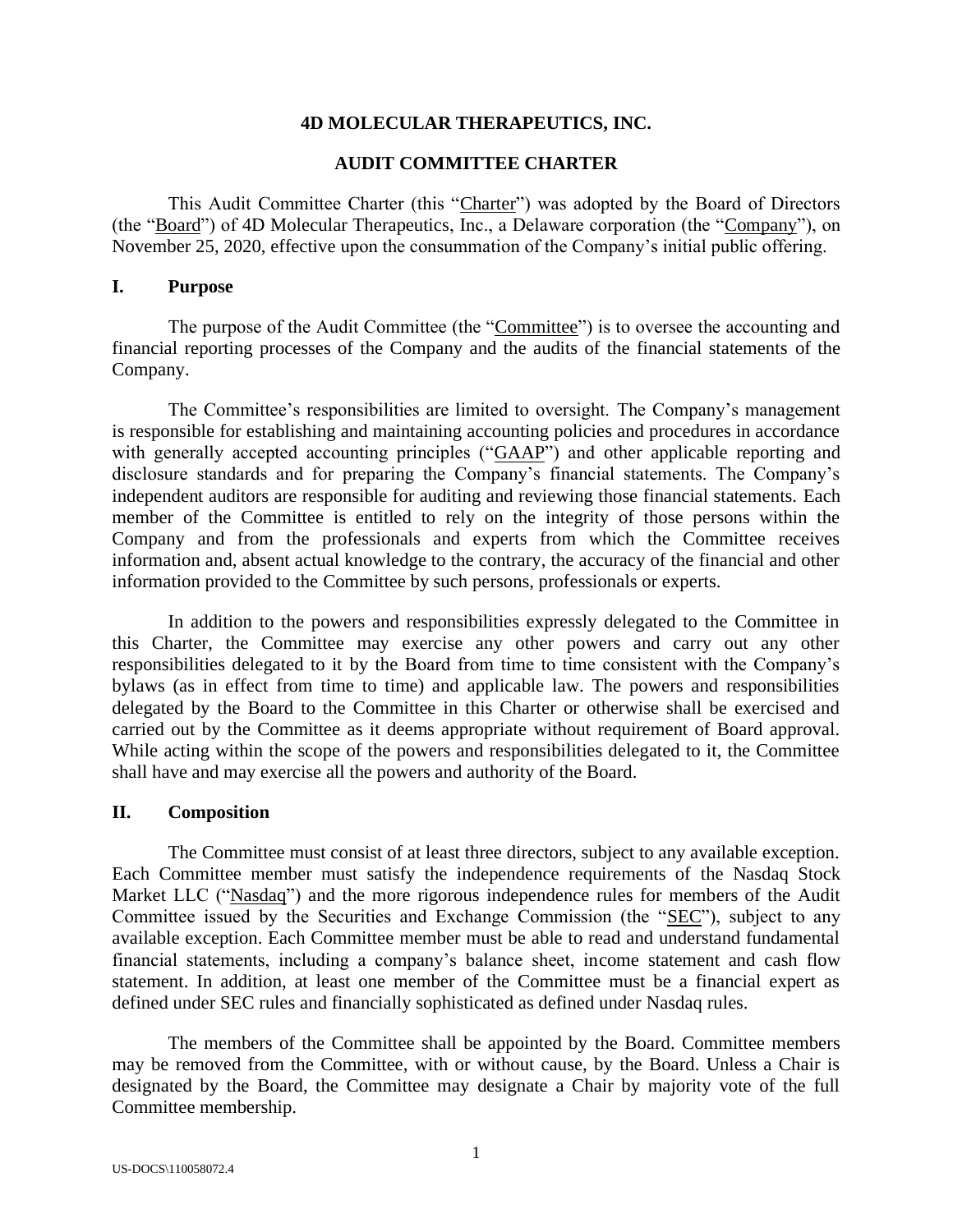# 4D MOLECULAR THERAPEUTICS, INC.

## AUDIT COMMITTEE CHARTER

This Audit Committee Charter (this "Charter") was adopted by the Board of Directors (the "Board") of 4D Molecular Therapeutics, Inc., a Delaware corporation (the "Company"), on November 25, 2020, effective upon the consummation of the Company's initial public offering.

## I. Purpose

The purpose of the Audit Committee (the "Committee") is to oversee the accounting and financial reporting processes of the Company and the audits of the financial statements of the Company.

The Committee's responsibilities are limited to oversight. The Company's management is responsible for establishing and maintaining accounting policies and procedures in accordance with generally accepted accounting principles ("GAAP") and other applicable reporting and disclosure standards and for preparing the Company's financial statements. The Company's independent auditors are responsible for auditing and reviewing those financial statements. Each member of the Committee is entitled to rely on the integrity of those persons within the Company and from the professionals and experts from which the Committee receives information and, absent actual knowledge to the contrary, the accuracy of the financial and other information provided to the Committee by such persons, professionals or experts.

In addition to the powers and responsibilities expressly delegated to the Committee in this Charter, the Committee may exercise any other powers and carry out any other responsibilities delegated to it by the Board from time to time consistent with the Company's bylaws (as in effect from time to time) and applicable law. The powers and responsibilities delegated by the Board to the Committee in this Charter or otherwise shall be exercised and carried out by the Committee as it deems appropriate without requirement of Board approval. While acting within the scope of the powers and responsibilities delegated to it, the Committee shall have and may exercise all the powers and authority of the Board.

## II. Composition

The Committee must consist of at least three directors, subject to any available exception. Each Committee member must satisfy the independence requirements of the Nasdaq Stock Market LLC ("Nasdaq") and the more rigorous independence rules for members of the Audit Committee issued by the Securities and Exchange Commission (the "SEC"), subject to any available exception. Each Committee member must be able to read and understand fundamental financial statements, including a company's balance sheet, income statement and cash flow statement. In addition, at least one member of the Committee must be a financial expert as defined under SEC rules and financially sophisticated as defined under Nasdaq rules.

The members of the Committee shall be appointed by the Board. Committee members may be removed from the Committee, with or without cause, by the Board. Unless a Chair is designated by the Board, the Committee may designate a Chair by majority vote of the full Committee membership.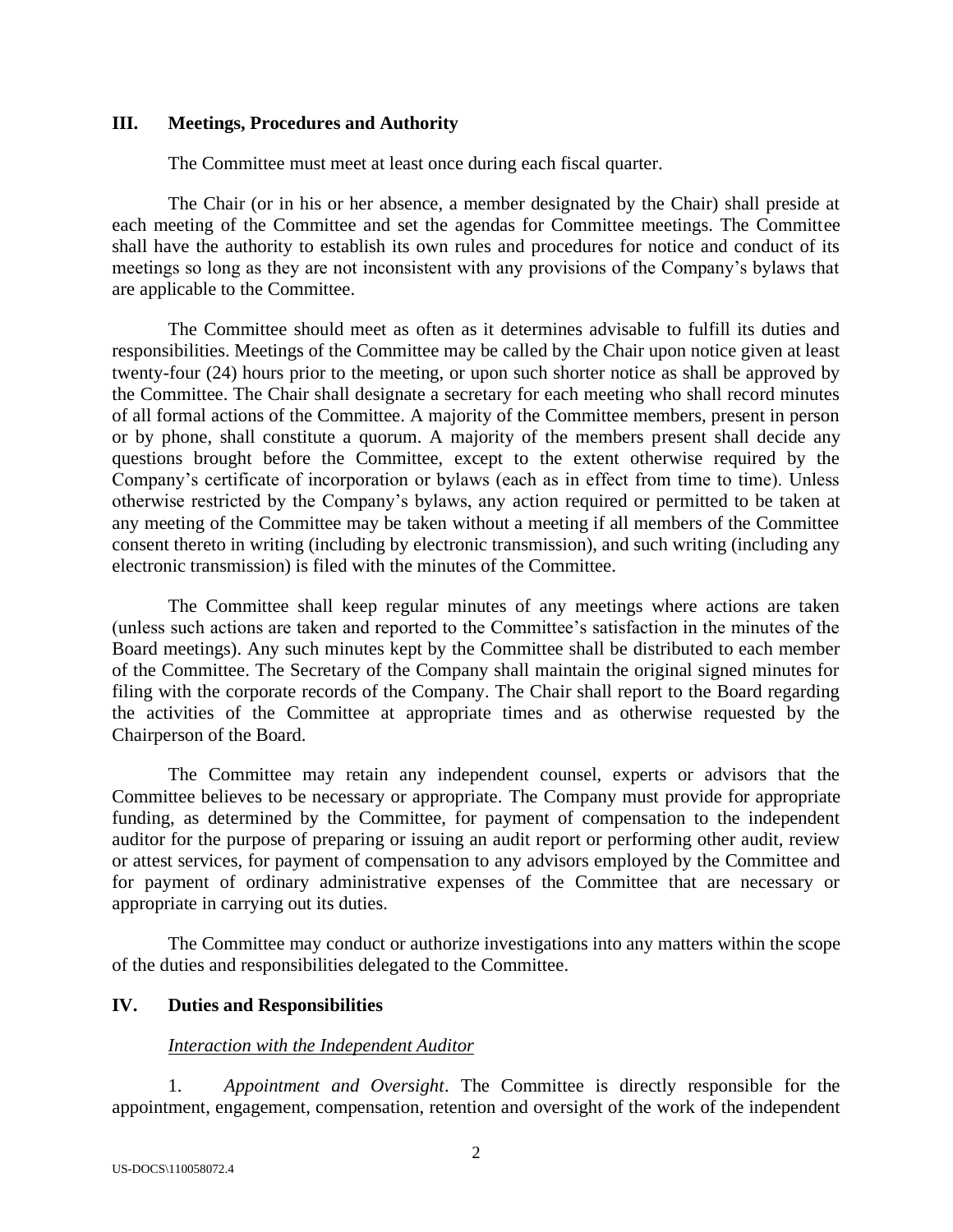## III. Meetings, Procedures and Authority

The Committee must meet at least once during each fiscal quarter.

The Chair (or in his or her absence, a member designated by the Chair) shall preside at each meeting of the Committee and set the agendas for Committee meetings. The Committee shall have the authority to establish its own rules and procedures for notice and conduct of its meetings so long as they are not inconsistent with any provisions of the Company's bylaws that are applicable to the Committee.

The Committee should meet as often as it determines advisable to fulfill its duties and responsibilities. Meetings of the Committee may be called by the Chair upon notice given at least twenty-four (24) hours prior to the meeting, or upon such shorter notice as shall be approved by the Committee. The Chair shall designate a secretary for each meeting who shall record minutes of all formal actions of the Committee. A majority of the Committee members, present in person or by phone, shall constitute a quorum. A majority of the members present shall decide any questions brought before the Committee, except to the extent otherwise required by the Company's certificate of incorporation or bylaws (each as in effect from time to time). Unless otherwise restricted by the Company's bylaws, any action required or permitted to be taken at any meeting of the Committee may be taken without a meeting if all members of the Committee consent thereto in writing (including by electronic transmission), and such writing (including any electronic transmission) is filed with the minutes of the Committee.

The Committee shall keep regular minutes of any meetings where actions are taken (unless such actions are taken and reported to the Committee's satisfaction in the minutes of the Board meetings). Any such minutes kept by the Committee shall be distributed to each member of the Committee. The Secretary of the Company shall maintain the original signed minutes for filing with the corporate records of the Company. The Chair shall report to the Board regarding the activities of the Committee at appropriate times and as otherwise requested by the Chairperson of the Board.

The Committee may retain any independent counsel, experts or advisors that the Committee believes to be necessary or appropriate. The Company must provide for appropriate funding, as determined by the Committee, for payment of compensation to the independent auditor for the purpose of preparing or issuing an audit report or performing other audit, review or attest services, for payment of compensation to any advisors employed by the Committee and for payment of ordinary administrative expenses of the Committee that are necessary or appropriate in carrying out its duties.

The Committee may conduct or authorize investigations into any matters within the scope of the duties and responsibilities delegated to the Committee.

## IV. Duties and Responsibilities

*Interaction with the Independent Auditor*

1. *Appointment and Oversight*. The Committee is directly responsible for the appointment, engagement, compensation, retention and oversight of the work of the independent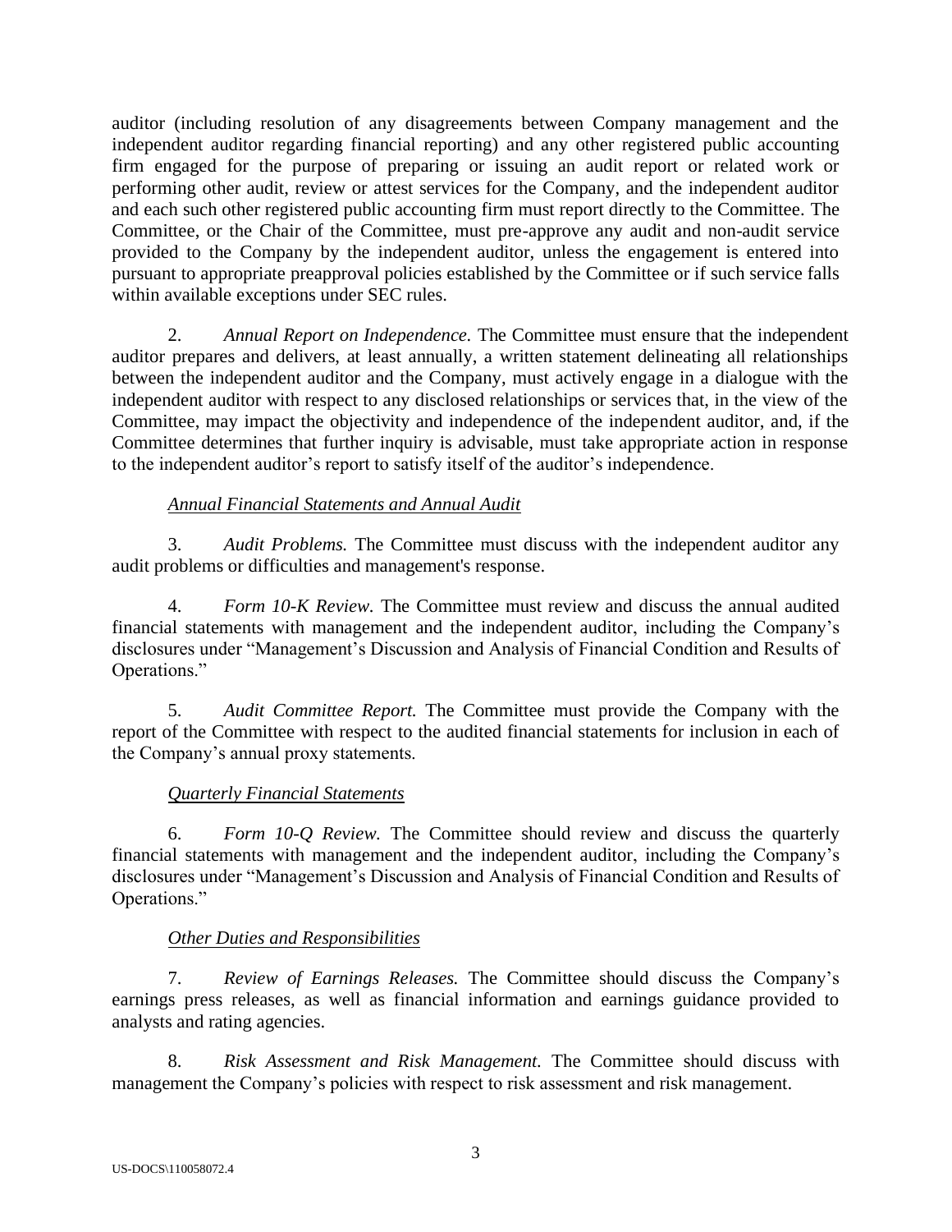auditor (including resolution of any disagreements between Company management and the independent auditor regarding financial reporting) and any other registered public accounting firm engaged for the purpose of preparing or issuing an audit report or related work or performing other audit, review or attest services for the Company, and the independent auditor and each such other registered public accounting firm must report directly to the Committee. The Committee, or the Chair of the Committee, must pre-approve any audit and non-audit service provided to the Company by the independent auditor, unless the engagement is entered into pursuant to appropriate preapproval policies established by the Committee or if such service falls within available exceptions under SEC rules.

2. *Annual Report on Independence.* The Committee must ensure that the independent auditor prepares and delivers, at least annually, a written statement delineating all relationships between the independent auditor and the Company, must actively engage in a dialogue with the independent auditor with respect to any disclosed relationships or services that, in the view of the Committee, may impact the objectivity and independence of the independent auditor, and, if the Committee determines that further inquiry is advisable, must take appropriate action in response to the independent auditor's report to satisfy itself of the auditor's independence.

*Annual Financial Statements and Annual Audit*

3. *Audit Problems.* The Committee must discuss with the independent auditor any audit problems or difficulties and management's response.

4. *Form 10-K Review.* The Committee must review and discuss the annual audited financial statements with management and the independent auditor, including the Company's disclosures under "Management's Discussion and Analysis of Financial Condition and Results of Operations."

5. *Audit Committee Report.* The Committee must provide the Company with the report of the Committee with respect to the audited financial statements for inclusion in each of the Company's annual proxy statements.

*Quarterly Financial Statements*

6. *Form 10-Q Review.* The Committee should review and discuss the quarterly financial statements with management and the independent auditor, including the Company's disclosures under "Management's Discussion and Analysis of Financial Condition and Results of Operations."

*Other Duties and Responsibilities*

7. *Review of Earnings Releases.* The Committee should discuss the Company's earnings press releases, as well as financial information and earnings guidance provided to analysts and rating agencies.

8. *Risk Assessment and Risk Management.* The Committee should discuss with management the Company's policies with respect to risk assessment and risk management.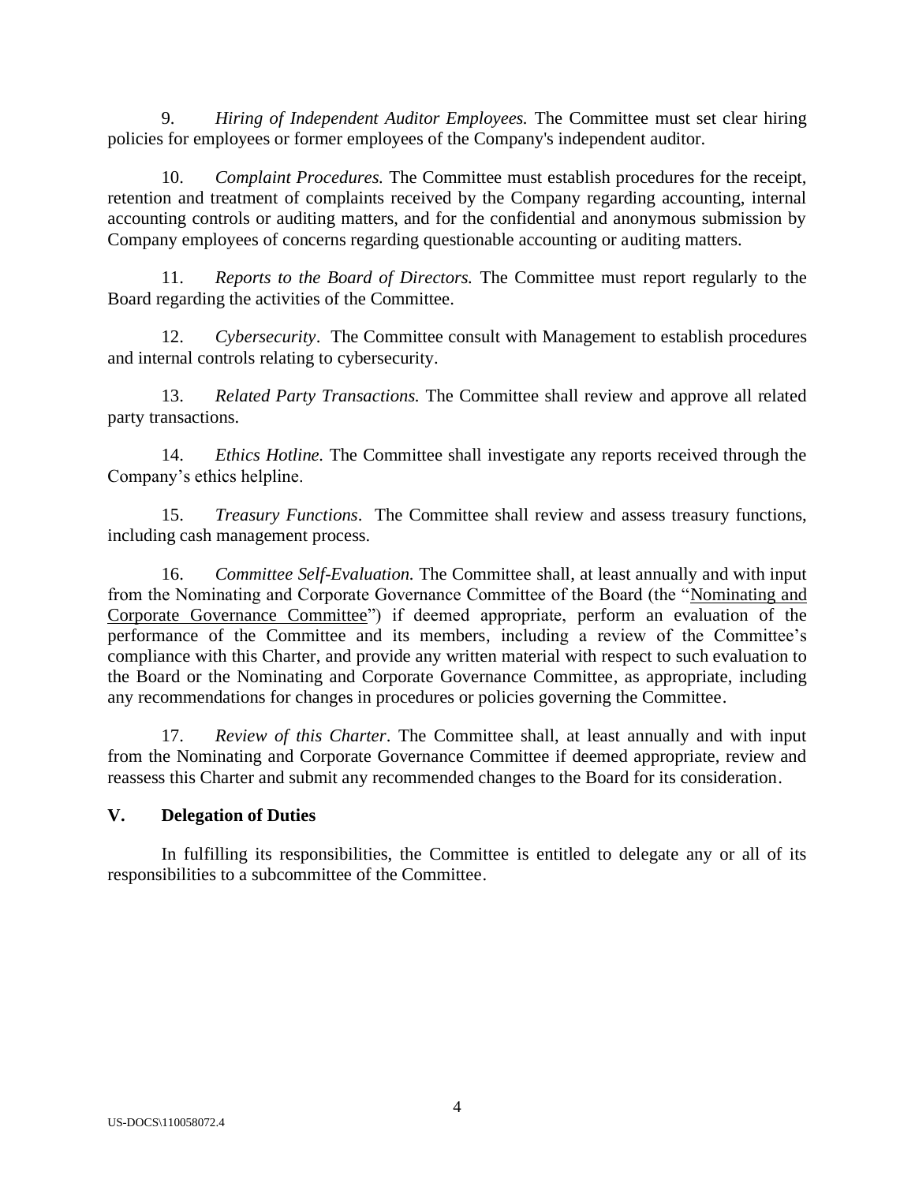9. *Hiring of Independent Auditor Employees.* The Committee must set clear hiring policies for employees or former employees of the Company's independent auditor.

10. *Complaint Procedures.* The Committee must establish procedures for the receipt, retention and treatment of complaints received by the Company regarding accounting, internal accounting controls or auditing matters, and for the confidential and anonymous submission by Company employees of concerns regarding questionable accounting or auditing matters.

11. *Reports to the Board of Directors.* The Committee must report regularly to the Board regarding the activities of the Committee.

12. *Cybersecurity*. The Committee consult with Management to establish procedures and internal controls relating to cybersecurity.

13. *Related Party Transactions.* The Committee shall review and approve all related party transactions.

14. *Ethics Hotline.* The Committee shall investigate any reports received through the Company's ethics helpline.

15. *Treasury Functions*. The Committee shall review and assess treasury functions, including cash management process.

16. *Committee Self-Evaluation.* The Committee shall, at least annually and with input from the Nominating and Corporate Governance Committee of the Board (the "Nominating and Corporate Governance Committee") if deemed appropriate, perform an evaluation of the performance of the Committee and its members, including a review of the Committee's compliance with this Charter, and provide any written material with respect to such evaluation to the Board or the Nominating and Corporate Governance Committee, as appropriate, including any recommendations for changes in procedures or policies governing the Committee.

17. *Review of this Charter*. The Committee shall, at least annually and with input from the Nominating and Corporate Governance Committee if deemed appropriate, review and reassess this Charter and submit any recommended changes to the Board for its consideration.

## V. Delegation of Duties

In fulfilling its responsibilities, the Committee is entitled to delegate any or all of its responsibilities to a subcommittee of the Committee.